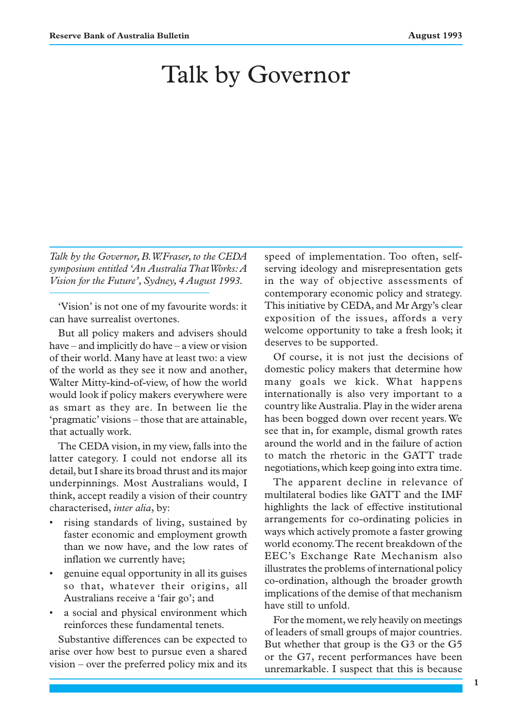# Talk by Governor

*Talk by the Governor, B.W.Fraser, to the CEDA symposium entitled 'An Australia That Works: A Vision for the Future', Sydney, 4 August 1993.*

'Vision' is not one of my favourite words: it can have surrealist overtones.

But all policy makers and advisers should have – and implicitly do have – a view or vision of their world. Many have at least two: a view of the world as they see it now and another, Walter Mitty-kind-of-view, of how the world would look if policy makers everywhere were as smart as they are. In between lie the 'pragmatic' visions – those that are attainable, that actually work.

The CEDA vision, in my view, falls into the latter category. I could not endorse all its detail, but I share its broad thrust and its major underpinnings. Most Australians would, I think, accept readily a vision of their country characterised, *inter alia*, by:

- rising standards of living, sustained by faster economic and employment growth than we now have, and the low rates of inflation we currently have;
- genuine equal opportunity in all its guises so that, whatever their origins, all Australians receive a 'fair go'; and
- a social and physical environment which reinforces these fundamental tenets.

Substantive differences can be expected to arise over how best to pursue even a shared vision – over the preferred policy mix and its speed of implementation. Too often, self-serving ideology and misrepresentation gets in the way of objective assessments of contemporary economic policy and strategy. This initiative by CEDA, and Mr Argy's clear exposition of the issues, affords a very welcome opportunity to take a fresh look; it deserves to be supported.

Of course, it is not just the decisions of domestic policy makers that determine how many goals we kick. What happens internationally is also very important to a country like Australia. Play in the wider arena has been bogged down over recent years. We see that in, for example, dismal growth rates around the world and in the failure of action to match the rhetoric in the GATT trade negotiations, which keep going into extra time.

The apparent decline in relevance of multilateral bodies like GATT and the IMF highlights the lack of effective institutional arrangements for co-ordinating policies in ways which actively promote a faster growing world economy. The recent breakdown of the EEC's Exchange Rate Mechanism also illustrates the problems of international policy co-ordination, although the broader growth implications of the demise of that mechanism have still to unfold.

For the moment, we rely heavily on meetings of leaders of small groups of major countries. But whether that group is the G3 or the G5 or the G7, recent performances have been unremarkable. I suspect that this is because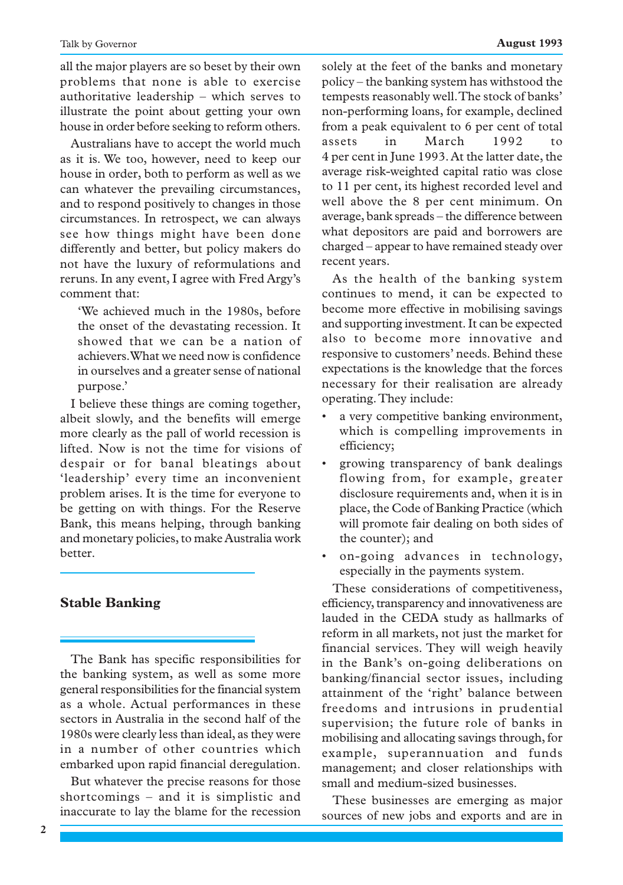all the major players are so beset by their own problems that none is able to exercise authoritative leadership – which serves to illustrate the point about getting your own house in order before seeking to reform others.

Australians have to accept the world much as it is. We too, however, need to keep our house in order, both to perform as well as we can whatever the prevailing circumstances, and to respond positively to changes in those circumstances. In retrospect, we can always see how things might have been done differently and better, but policy makers do not have the luxury of reformulations and reruns. In any event, I agree with Fred Argy's comment that:

> 'We achieved much in the 1980s, before the onset of the devastating recession. It showed that we can be a nation of achievers. What we need now is confidence in ourselves and a greater sense of national purpose.'

I believe these things are coming together, albeit slowly, and the benefits will emerge more clearly as the pall of world recession is lifted. Now is not the time for visions of despair or for banal bleatings about 'leadership' every time an inconvenient problem arises. It is the time for everyone to be getting on with things. For the Reserve Bank, this means helping, through banking and monetary policies, to make Australia work better.

## Stable Banking

The Bank has specific responsibilities for the banking system, as well as some more general responsibilities for the financial system as a whole. Actual performances in these sectors in Australia in the second half of the 1980s were clearly less than ideal, as they were in a number of other countries which embarked upon rapid financial deregulation.

But whatever the precise reasons for those shortcomings – and it is simplistic and inaccurate to lay the blame for the recession solely at the feet of the banks and monetary policy – the banking system has withstood the tempests reasonably well. The stock of banks' non-performing loans, for example, declined from a peak equivalent to 6 per cent of total assets in March 1992 to 4 per cent in June 1993. At the latter date, the average risk-weighted capital ratio was close to 11 per cent, its highest recorded level and well above the 8 per cent minimum. On average, bank spreads – the difference between what depositors are paid and borrowers are charged – appear to have remained steady over recent years.

As the health of the banking system continues to mend, it can be expected to become more effective in mobilising savings and supporting investment. It can be expected also to become more innovative and responsive to customers' needs. Behind these expectations is the knowledge that the forces necessary for their realisation are already operating. They include:

- a very competitive banking environment, which is compelling improvements in efficiency;
- growing transparency of bank dealings flowing from, for example, greater disclosure requirements and, when it is in place, the Code of Banking Practice (which will promote fair dealing on both sides of the counter); and
- on-going advances in technology, especially in the payments system.

These considerations of competitiveness, efficiency, transparency and innovativeness are lauded in the CEDA study as hallmarks of reform in all markets, not just the market for financial services. They will weigh heavily in the Bank's on-going deliberations on banking/financial sector issues, including attainment of the 'right' balance between freedoms and intrusions in prudential supervision; the future role of banks in mobilising and allocating savings through, for example, superannuation and funds management; and closer relationships with small and medium-sized businesses.

These businesses are emerging as major sources of new jobs and exports and are in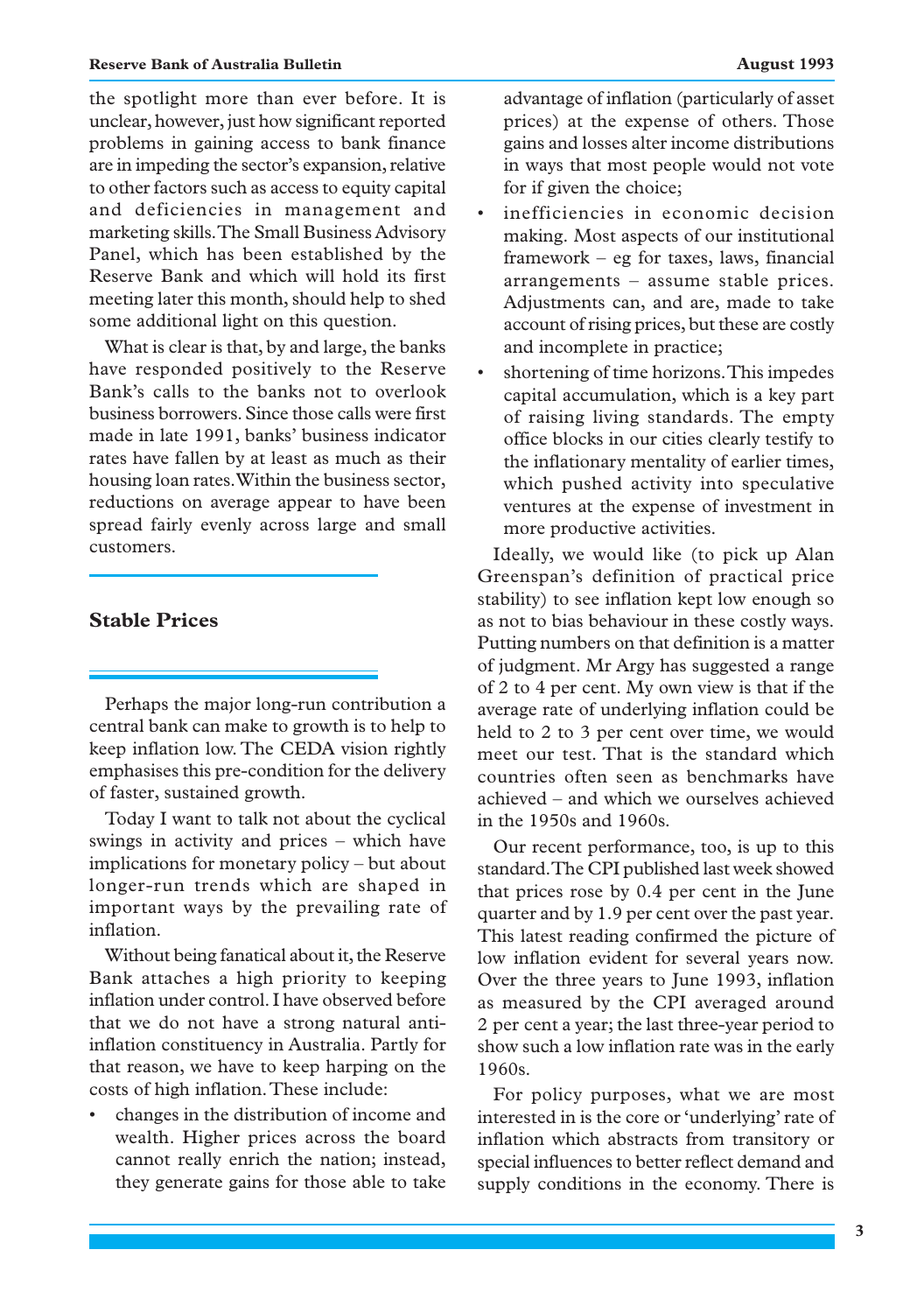the spotlight more than ever before. It is unclear, however, just how significant reported problems in gaining access to bank finance are in impeding the sector's expansion, relative to other factors such as access to equity capital and deficiencies in management and marketing skills. The Small Business Advisory Panel, which has been established by the Reserve Bank and which will hold its first meeting later this month, should help to shed some additional light on this question.

What is clear is that, by and large, the banks have responded positively to the Reserve Bank's calls to the banks not to overlook business borrowers. Since those calls were first made in late 1991, banks' business indicator rates have fallen by at least as much as their housing loan rates. Within the business sector, reductions on average appear to have been spread fairly evenly across large and small customers.

## Stable Prices

Perhaps the major long-run contribution a central bank can make to growth is to help to keep inflation low. The CEDA vision rightly emphasises this pre-condition for the delivery of faster, sustained growth.

Today I want to talk not about the cyclical swings in activity and prices – which have implications for monetary policy – but about longer-run trends which are shaped in important ways by the prevailing rate of inflation.

Without being fanatical about it, the Reserve Bank attaches a high priority to keeping inflation under control. I have observed before that we do not have a strong natural anti-inflation constituency in Australia. Partly for that reason, we have to keep harping on the costs of high inflation. These include:

- changes in the distribution of income and wealth. Higher prices across the board cannot really enrich the nation; instead, they generate gains for those able to take advantage of inflation (particularly of asset prices) at the expense of others. Those gains and losses alter income distributions in ways that most people would not vote for if given the choice;
- inefficiencies in economic decision making. Most aspects of our institutional framework – eg for taxes, laws, financial arrangements – assume stable prices. Adjustments can, and are, made to take account of rising prices, but these are costly and incomplete in practice;
- shortening of time horizons. This impedes capital accumulation, which is a key part of raising living standards. The empty office blocks in our cities clearly testify to the inflationary mentality of earlier times, which pushed activity into speculative ventures at the expense of investment in more productive activities.

Ideally, we would like (to pick up Alan Greenspan's definition of practical price stability) to see inflation kept low enough so as not to bias behaviour in these costly ways. Putting numbers on that definition is a matter of judgment. Mr Argy has suggested a range of 2 to 4 per cent. My own view is that if the average rate of underlying inflation could be held to 2 to 3 per cent over time, we would meet our test. That is the standard which countries often seen as benchmarks have achieved – and which we ourselves achieved in the 1950s and 1960s.

Our recent performance, too, is up to this standard. The CPI published last week showed that prices rose by 0.4 per cent in the June quarter and by 1.9 per cent over the past year. This latest reading confirmed the picture of low inflation evident for several years now. Over the three years to June 1993, inflation as measured by the CPI averaged around 2 per cent a year; the last three-year period to show such a low inflation rate was in the early 1960s.

For policy purposes, what we are most interested in is the core or 'underlying' rate of inflation which abstracts from transitory or special influences to better reflect demand and supply conditions in the economy. There is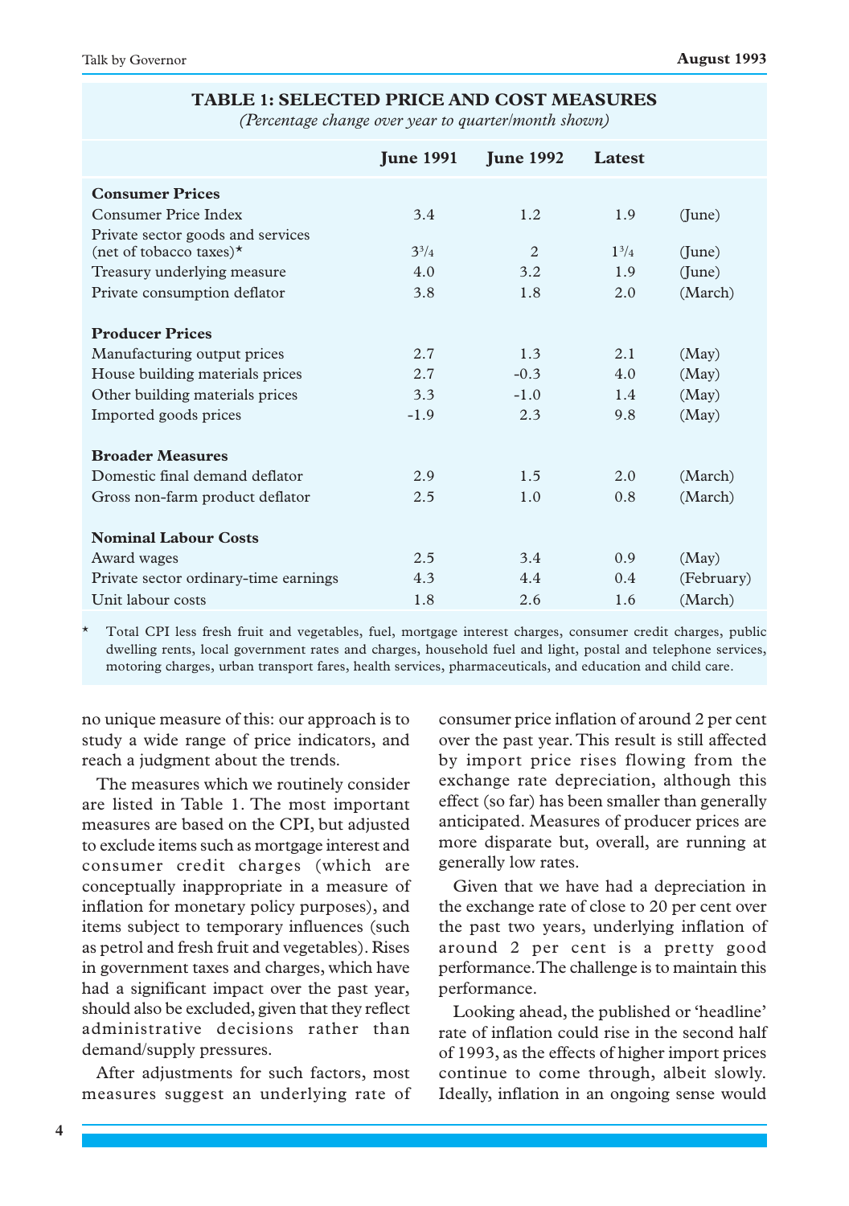**TABLE 1: SELECTED PRICE AND COST MEASURES**

*(Percentage change over year to quarter/month shown)*

| | June 1991 | June 1992 | Latest | |
|---|---|---|---|---|
| **Consumer Prices** | | | | |
| Consumer Price Index | 3.4 | 1.2 | 1.9 | (June) |
| Private sector goods and services (net of tobacco taxes)* | 3¾ | 2 | 1¾ | (June) |
| Treasury underlying measure | 4.0 | 3.2 | 1.9 | (June) |
| Private consumption deflator | 3.8 | 1.8 | 2.0 | (March) |
| **Producer Prices** | | | | |
| Manufacturing output prices | 2.7 | 1.3 | 2.1 | (May) |
| House building materials prices | 2.7 | -0.3 | 4.0 | (May) |
| Other building materials prices | 3.3 | -1.0 | 1.4 | (May) |
| Imported goods prices | -1.9 | 2.3 | 9.8 | (May) |
| **Broader Measures** | | | | |
| Domestic final demand deflator | 2.9 | 1.5 | 2.0 | (March) |
| Gross non-farm product deflator | 2.5 | 1.0 | 0.8 | (March) |
| **Nominal Labour Costs** | | | | |
| Award wages | 2.5 | 3.4 | 0.9 | (May) |
| Private sector ordinary-time earnings | 4.3 | 4.4 | 0.4 | (February) |
| Unit labour costs | 1.8 | 2.6 | 1.6 | (March) |

\* Total CPI less fresh fruit and vegetables, fuel, mortgage interest charges, consumer credit charges, public dwelling rents, local government rates and charges, household fuel and light, postal and telephone services, motoring charges, urban transport fares, health services, pharmaceuticals, and education and child care.

no unique measure of this: our approach is to study a wide range of price indicators, and reach a judgment about the trends.

The measures which we routinely consider are listed in Table 1. The most important measures are based on the CPI, but adjusted to exclude items such as mortgage interest and consumer credit charges (which are conceptually inappropriate in a measure of inflation for monetary policy purposes), and items subject to temporary influences (such as petrol and fresh fruit and vegetables). Rises in government taxes and charges, which have had a significant impact over the past year, should also be excluded, given that they reflect administrative decisions rather than demand/supply pressures.

After adjustments for such factors, most measures suggest an underlying rate of consumer price inflation of around 2 per cent over the past year. This result is still affected by import price rises flowing from the exchange rate depreciation, although this effect (so far) has been smaller than generally anticipated. Measures of producer prices are more disparate but, overall, are running at generally low rates.

Given that we have had a depreciation in the exchange rate of close to 20 per cent over the past two years, underlying inflation of around 2 per cent is a pretty good performance. The challenge is to maintain this performance.

Looking ahead, the published or 'headline' rate of inflation could rise in the second half of 1993, as the effects of higher import prices continue to come through, albeit slowly. Ideally, inflation in an ongoing sense would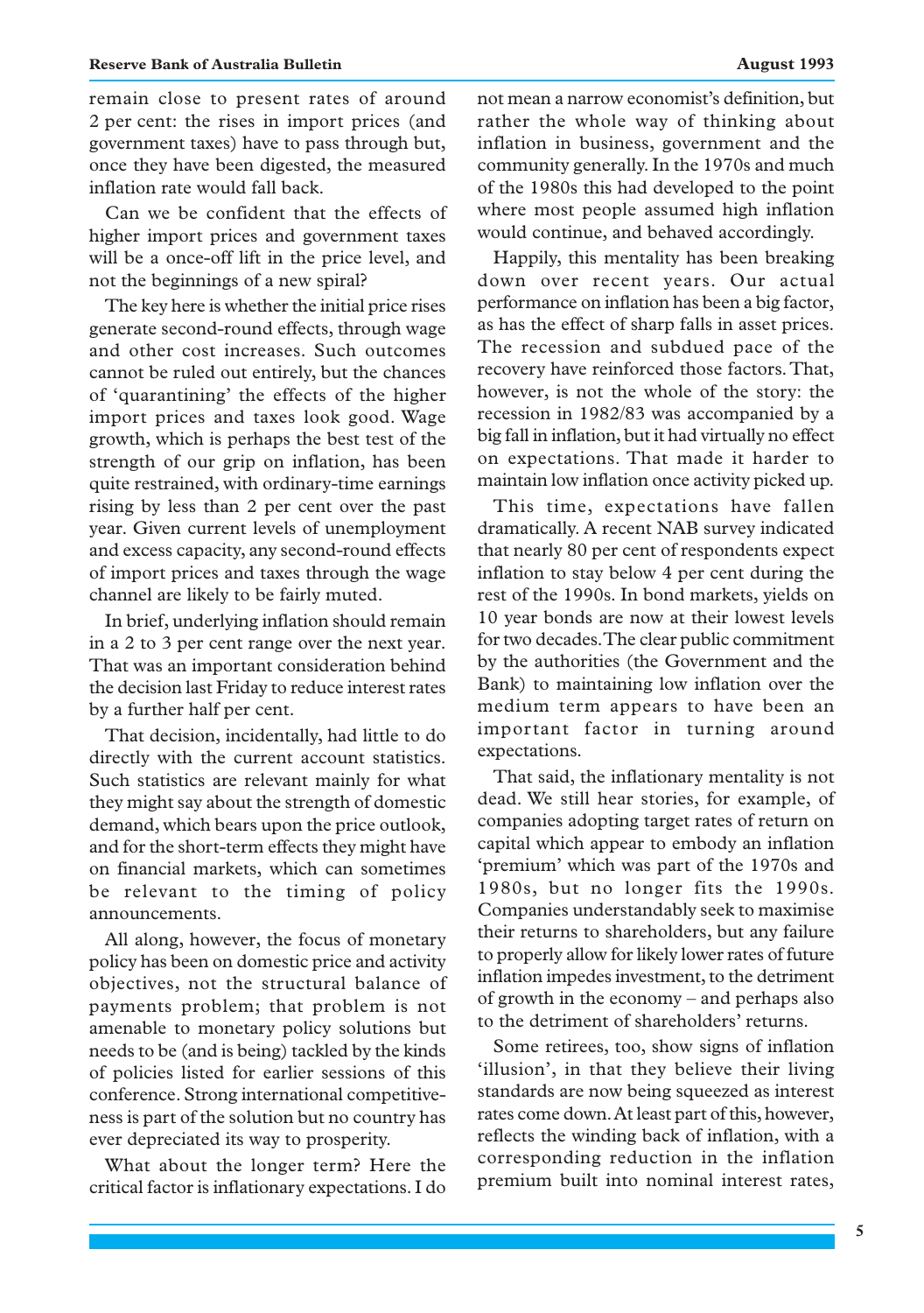remain close to present rates of around 2 per cent: the rises in import prices (and government taxes) have to pass through but, once they have been digested, the measured inflation rate would fall back.

Can we be confident that the effects of higher import prices and government taxes will be a once-off lift in the price level, and not the beginnings of a new spiral?

The key here is whether the initial price rises generate second-round effects, through wage and other cost increases. Such outcomes cannot be ruled out entirely, but the chances of 'quarantining' the effects of the higher import prices and taxes look good. Wage growth, which is perhaps the best test of the strength of our grip on inflation, has been quite restrained, with ordinary-time earnings rising by less than 2 per cent over the past year. Given current levels of unemployment and excess capacity, any second-round effects of import prices and taxes through the wage channel are likely to be fairly muted.

In brief, underlying inflation should remain in a 2 to 3 per cent range over the next year. That was an important consideration behind the decision last Friday to reduce interest rates by a further half per cent.

That decision, incidentally, had little to do directly with the current account statistics. Such statistics are relevant mainly for what they might say about the strength of domestic demand, which bears upon the price outlook, and for the short-term effects they might have on financial markets, which can sometimes be relevant to the timing of policy announcements.

All along, however, the focus of monetary policy has been on domestic price and activity objectives, not the structural balance of payments problem; that problem is not amenable to monetary policy solutions but needs to be (and is being) tackled by the kinds of policies listed for earlier sessions of this conference. Strong international competitiveness is part of the solution but no country has ever depreciated its way to prosperity.

What about the longer term? Here the critical factor is inflationary expectations. I do not mean a narrow economist's definition, but rather the whole way of thinking about inflation in business, government and the community generally. In the 1970s and much of the 1980s this had developed to the point where most people assumed high inflation would continue, and behaved accordingly.

Happily, this mentality has been breaking down over recent years. Our actual performance on inflation has been a big factor, as has the effect of sharp falls in asset prices. The recession and subdued pace of the recovery have reinforced those factors. That, however, is not the whole of the story: the recession in 1982/83 was accompanied by a big fall in inflation, but it had virtually no effect on expectations. That made it harder to maintain low inflation once activity picked up.

This time, expectations have fallen dramatically. A recent NAB survey indicated that nearly 80 per cent of respondents expect inflation to stay below 4 per cent during the rest of the 1990s. In bond markets, yields on 10 year bonds are now at their lowest levels for two decades. The clear public commitment by the authorities (the Government and the Bank) to maintaining low inflation over the medium term appears to have been an important factor in turning around expectations.

That said, the inflationary mentality is not dead. We still hear stories, for example, of companies adopting target rates of return on capital which appear to embody an inflation 'premium' which was part of the 1970s and 1980s, but no longer fits the 1990s. Companies understandably seek to maximise their returns to shareholders, but any failure to properly allow for likely lower rates of future inflation impedes investment, to the detriment of growth in the economy – and perhaps also to the detriment of shareholders' returns.

Some retirees, too, show signs of inflation 'illusion', in that they believe their living standards are now being squeezed as interest rates come down. At least part of this, however, reflects the winding back of inflation, with a corresponding reduction in the inflation premium built into nominal interest rates,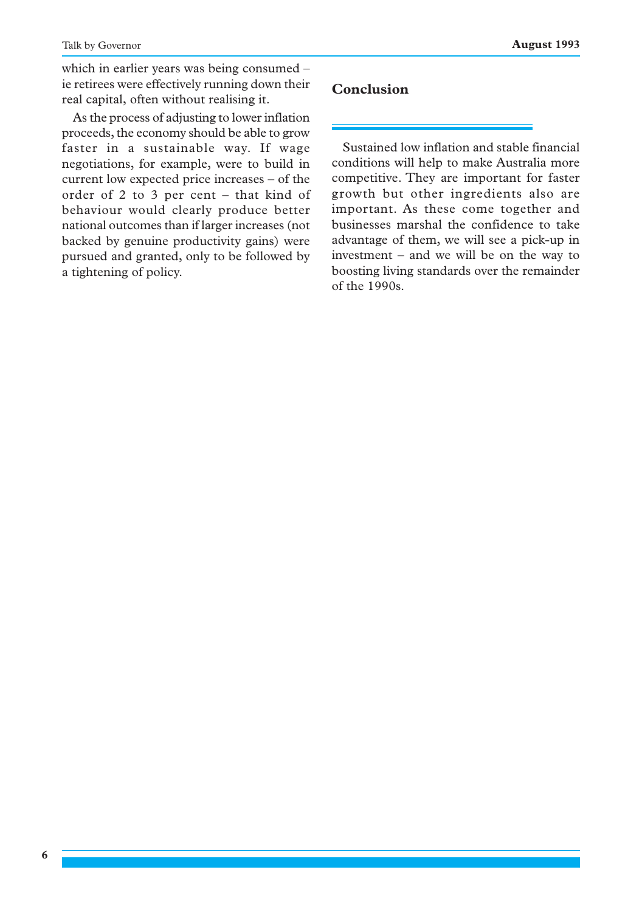which in earlier years was being consumed – ie retirees were effectively running down their real capital, often without realising it.

As the process of adjusting to lower inflation proceeds, the economy should be able to grow faster in a sustainable way. If wage negotiations, for example, were to build in current low expected price increases – of the order of 2 to 3 per cent – that kind of behaviour would clearly produce better national outcomes than if larger increases (not backed by genuine productivity gains) were pursued and granted, only to be followed by a tightening of policy.

## Conclusion

Sustained low inflation and stable financial conditions will help to make Australia more competitive. They are important for faster growth but other ingredients also are important. As these come together and businesses marshal the confidence to take advantage of them, we will see a pick-up in investment – and we will be on the way to boosting living standards over the remainder of the 1990s.